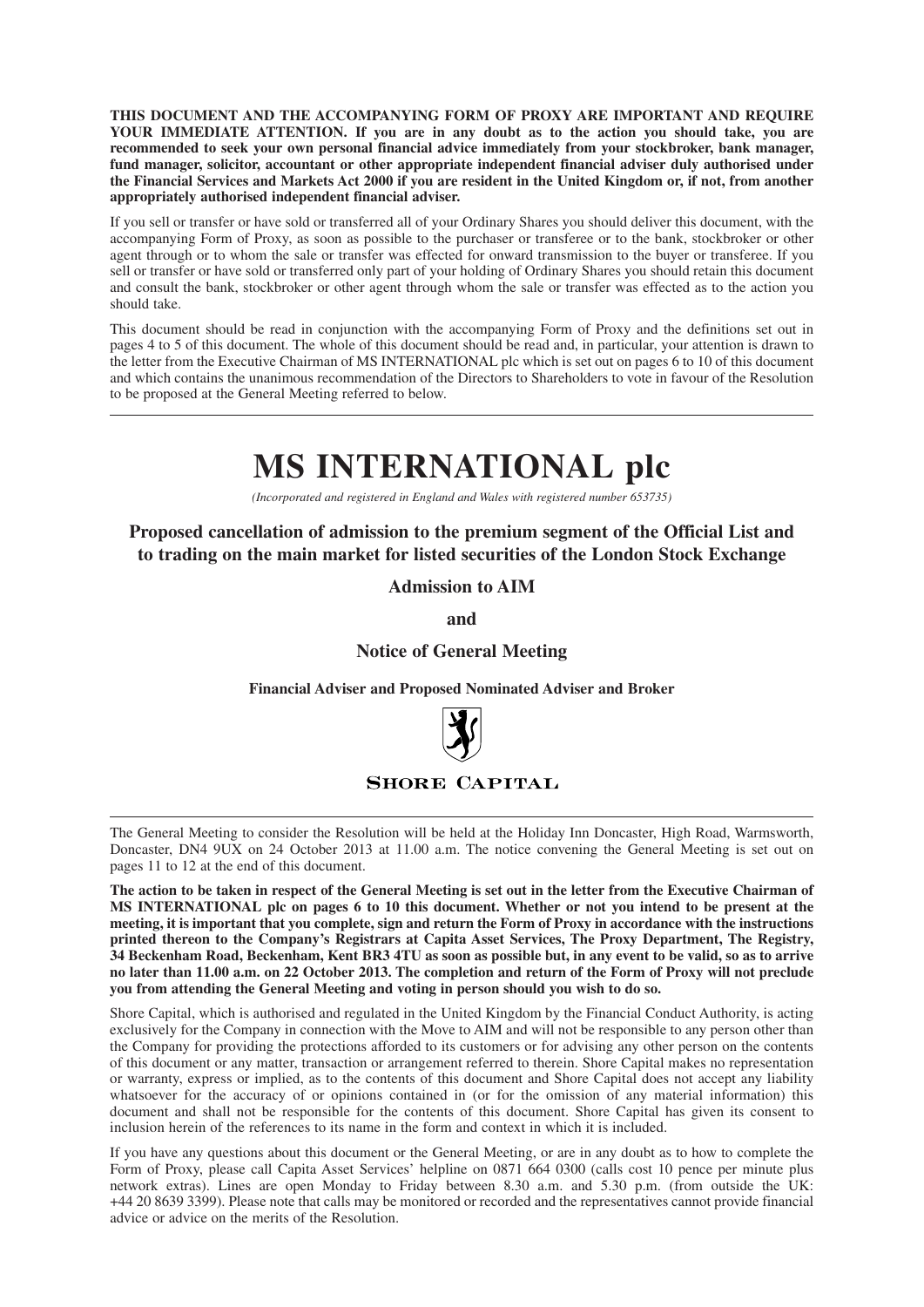**THIS DOCUMENT AND THE ACCOMPANYING FORM OF PROXY ARE IMPORTANT AND REQUIRE YOUR IMMEDIATE ATTENTION. If you are in any doubt as to the action you should take, you are recommended to seek your own personal financial advice immediately from your stockbroker, bank manager, fund manager, solicitor, accountant or other appropriate independent financial adviser duly authorised under the Financial Services and Markets Act 2000 if you are resident in the United Kingdom or, if not, from another appropriately authorised independent financial adviser.**

If you sell or transfer or have sold or transferred all of your Ordinary Shares you should deliver this document, with the accompanying Form of Proxy, as soon as possible to the purchaser or transferee or to the bank, stockbroker or other agent through or to whom the sale or transfer was effected for onward transmission to the buyer or transferee. If you sell or transfer or have sold or transferred only part of your holding of Ordinary Shares you should retain this document and consult the bank, stockbroker or other agent through whom the sale or transfer was effected as to the action you should take.

This document should be read in conjunction with the accompanying Form of Proxy and the definitions set out in pages 4 to 5 of this document. The whole of this document should be read and, in particular, your attention is drawn to the letter from the Executive Chairman of MS INTERNATIONAL plc which is set out on pages 6 to 10 of this document and which contains the unanimous recommendation of the Directors to Shareholders to vote in favour of the Resolution to be proposed at the General Meeting referred to below.

# MS INTERNATIONAL plc

*(Incorporated and registered in England and Wales with registered number 653735)*

## Proposed cancellation of admission to the premium segment of the Official List and to trading on the main market for listed securities of the London Stock Exchange

## Admission to AIM

## and

## Notice of General Meeting

**Financial Adviser and Proposed Nominated Adviser and Broker**

SHORE CAPITAL

The General Meeting to consider the Resolution will be held at the Holiday Inn Doncaster, High Road, Warmsworth, Doncaster, DN4 9UX on 24 October 2013 at 11.00 a.m. The notice convening the General Meeting is set out on pages 11 to 12 at the end of this document.

**The action to be taken in respect of the General Meeting is set out in the letter from the Executive Chairman of MS INTERNATIONAL plc on pages 6 to 10 this document. Whether or not you intend to be present at the meeting, it is important that you complete, sign and return the Form of Proxy in accordance with the instructions printed thereon to the Company's Registrars at Capita Asset Services, The Proxy Department, The Registry, 34 Beckenham Road, Beckenham, Kent BR3 4TU as soon as possible but, in any event to be valid, so as to arrive no later than 11.00 a.m. on 22 October 2013. The completion and return of the Form of Proxy will not preclude you from attending the General Meeting and voting in person should you wish to do so.**

Shore Capital, which is authorised and regulated in the United Kingdom by the Financial Conduct Authority, is acting exclusively for the Company in connection with the Move to AIM and will not be responsible to any person other than the Company for providing the protections afforded to its customers or for advising any other person on the contents of this document or any matter, transaction or arrangement referred to therein. Shore Capital makes no representation or warranty, express or implied, as to the contents of this document and Shore Capital does not accept any liability whatsoever for the accuracy of or opinions contained in (or for the omission of any material information) this document and shall not be responsible for the contents of this document. Shore Capital has given its consent to inclusion herein of the references to its name in the form and context in which it is included.

If you have any questions about this document or the General Meeting, or are in any doubt as to how to complete the Form of Proxy, please call Capita Asset Services' helpline on 0871 664 0300 (calls cost 10 pence per minute plus network extras). Lines are open Monday to Friday between 8.30 a.m. and 5.30 p.m. (from outside the UK: +44 20 8639 3399). Please note that calls may be monitored or recorded and the representatives cannot provide financial advice or advice on the merits of the Resolution.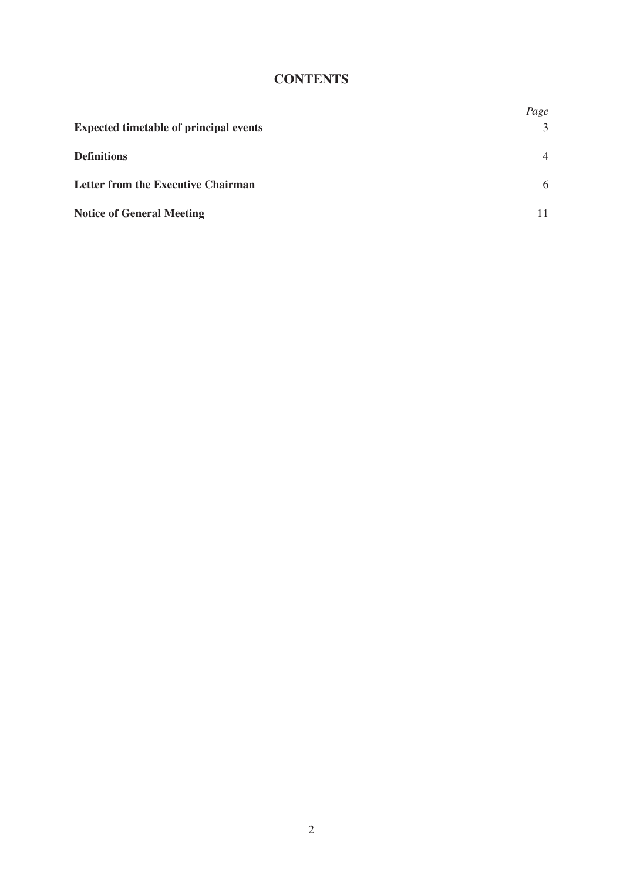# CONTENTS

| | *Page* |
|---|---|
| **Expected timetable of principal events** | 3 |
| **Definitions** | 4 |
| **Letter from the Executive Chairman** | 6 |
| **Notice of General Meeting** | 11 |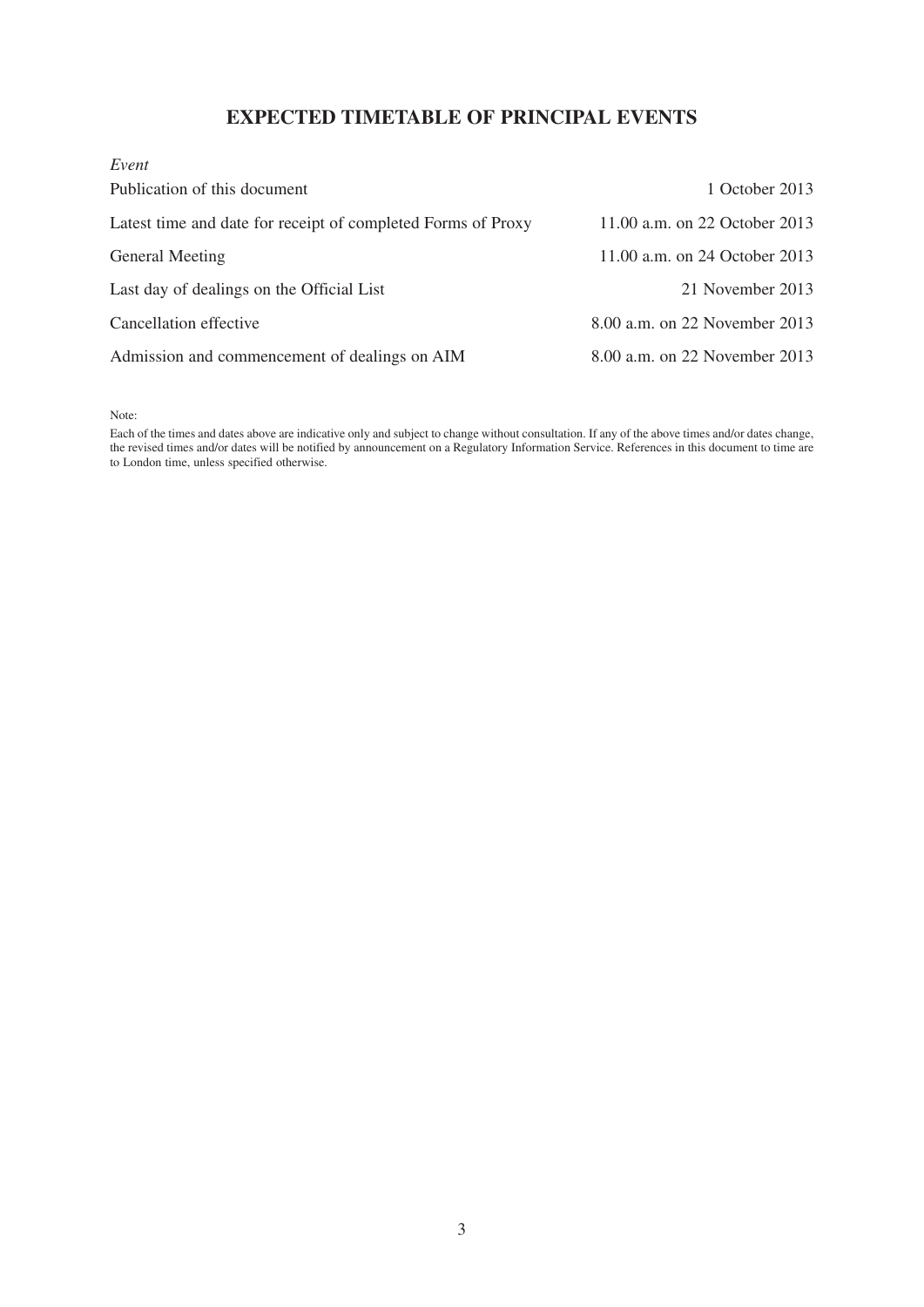# EXPECTED TIMETABLE OF PRINCIPAL EVENTS

| *Event* | |
|---|---|
| Publication of this document | 1 October 2013 |
| Latest time and date for receipt of completed Forms of Proxy | 11.00 a.m. on 22 October 2013 |
| General Meeting | 11.00 a.m. on 24 October 2013 |
| Last day of dealings on the Official List | 21 November 2013 |
| Cancellation effective | 8.00 a.m. on 22 November 2013 |
| Admission and commencement of dealings on AIM | 8.00 a.m. on 22 November 2013 |

Note:

Each of the times and dates above are indicative only and subject to change without consultation. If any of the above times and/or dates change, the revised times and/or dates will be notified by announcement on a Regulatory Information Service. References in this document to time are to London time, unless specified otherwise.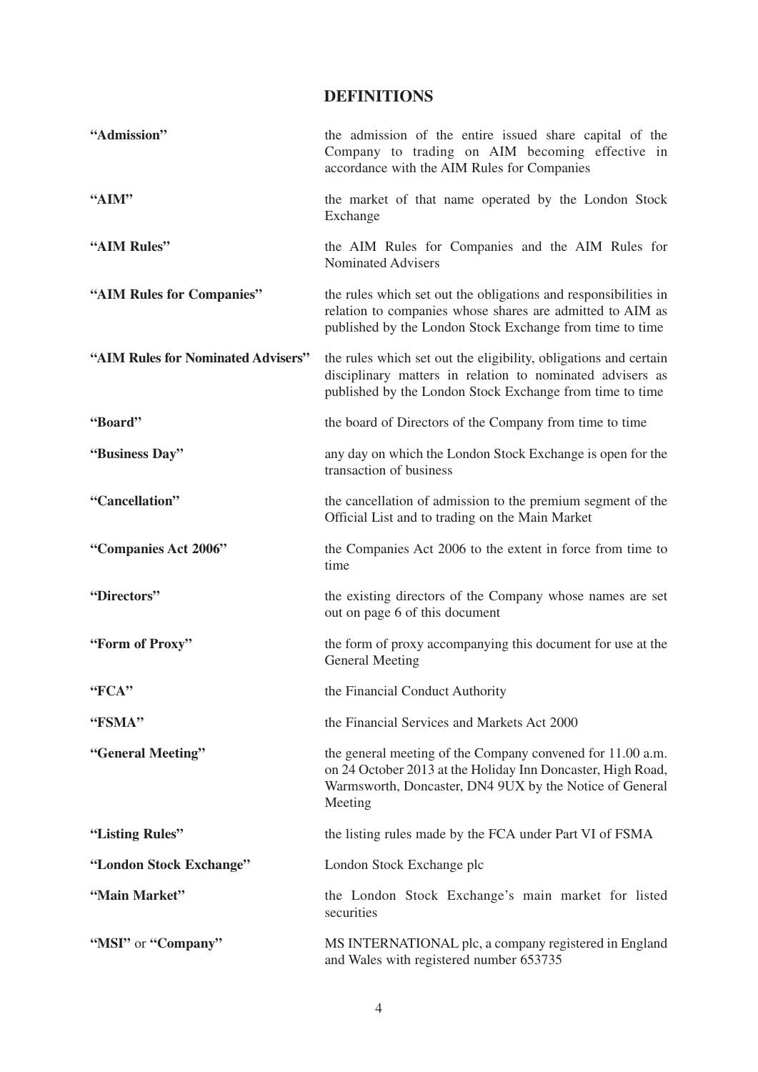# DEFINITIONS

| | |
|---|---|
| **"Admission"** | the admission of the entire issued share capital of the Company to trading on AIM becoming effective in accordance with the AIM Rules for Companies |
| **"AIM"** | the market of that name operated by the London Stock Exchange |
| **"AIM Rules"** | the AIM Rules for Companies and the AIM Rules for Nominated Advisers |
| **"AIM Rules for Companies"** | the rules which set out the obligations and responsibilities in relation to companies whose shares are admitted to AIM as published by the London Stock Exchange from time to time |
| **"AIM Rules for Nominated Advisers"** | the rules which set out the eligibility, obligations and certain disciplinary matters in relation to nominated advisers as published by the London Stock Exchange from time to time |
| **"Board"** | the board of Directors of the Company from time to time |
| **"Business Day"** | any day on which the London Stock Exchange is open for the transaction of business |
| **"Cancellation"** | the cancellation of admission to the premium segment of the Official List and to trading on the Main Market |
| **"Companies Act 2006"** | the Companies Act 2006 to the extent in force from time to time |
| **"Directors"** | the existing directors of the Company whose names are set out on page 6 of this document |
| **"Form of Proxy"** | the form of proxy accompanying this document for use at the General Meeting |
| **"FCA"** | the Financial Conduct Authority |
| **"FSMA"** | the Financial Services and Markets Act 2000 |
| **"General Meeting"** | the general meeting of the Company convened for 11.00 a.m. on 24 October 2013 at the Holiday Inn Doncaster, High Road, Warmsworth, Doncaster, DN4 9UX by the Notice of General Meeting |
| **"Listing Rules"** | the listing rules made by the FCA under Part VI of FSMA |
| **"London Stock Exchange"** | London Stock Exchange plc |
| **"Main Market"** | the London Stock Exchange's main market for listed securities |
| **"MSI"** or **"Company"** | MS INTERNATIONAL plc, a company registered in England and Wales with registered number 653735 |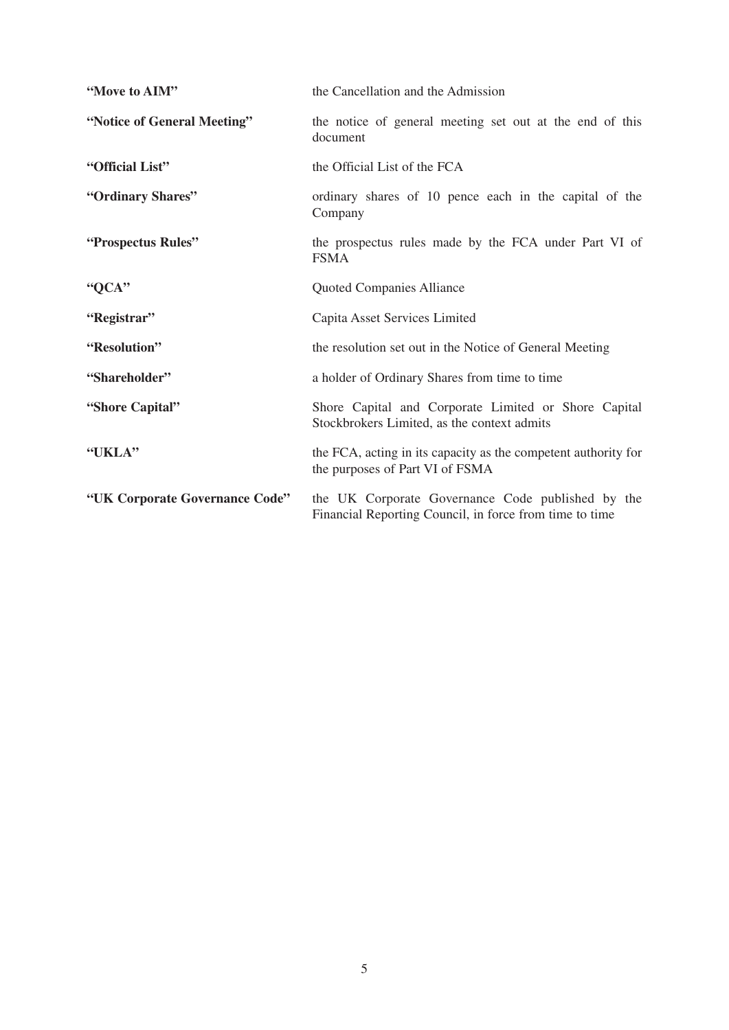| | |
|---|---|
| **"Move to AIM"** | the Cancellation and the Admission |
| **"Notice of General Meeting"** | the notice of general meeting set out at the end of this document |
| **"Official List"** | the Official List of the FCA |
| **"Ordinary Shares"** | ordinary shares of 10 pence each in the capital of the Company |
| **"Prospectus Rules"** | the prospectus rules made by the FCA under Part VI of FSMA |
| **"QCA"** | Quoted Companies Alliance |
| **"Registrar"** | Capita Asset Services Limited |
| **"Resolution"** | the resolution set out in the Notice of General Meeting |
| **"Shareholder"** | a holder of Ordinary Shares from time to time |
| **"Shore Capital"** | Shore Capital and Corporate Limited or Shore Capital Stockbrokers Limited, as the context admits |
| **"UKLA"** | the FCA, acting in its capacity as the competent authority for the purposes of Part VI of FSMA |
| **"UK Corporate Governance Code"** | the UK Corporate Governance Code published by the Financial Reporting Council, in force from time to time |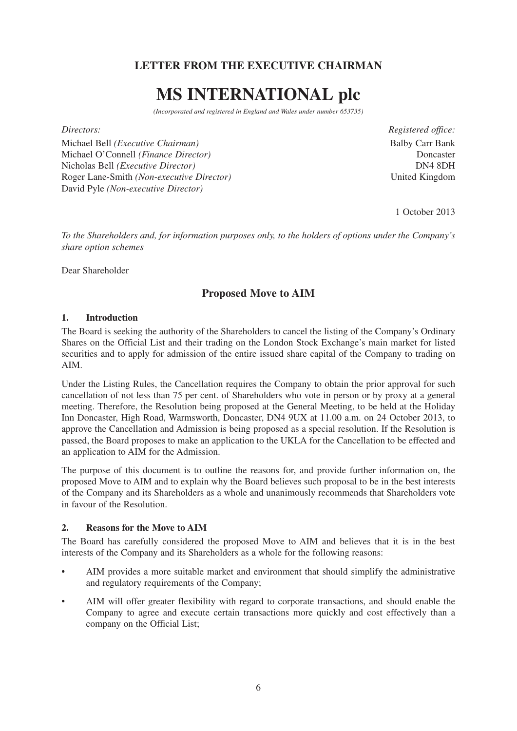**LETTER FROM THE EXECUTIVE CHAIRMAN**

# MS INTERNATIONAL plc

*(Incorporated and registered in England and Wales under number 653735)*

*Directors:*

Michael Bell *(Executive Chairman)*
Michael O'Connell *(Finance Director)*
Nicholas Bell *(Executive Director)*
Roger Lane-Smith *(Non-executive Director)*
David Pyle *(Non-executive Director)*

*Registered office:*

Balby Carr Bank
Doncaster
DN4 8DH
United Kingdom

1 October 2013

*To the Shareholders and, for information purposes only, to the holders of options under the Company's share option schemes*

Dear Shareholder

## Proposed Move to AIM

### 1. Introduction

The Board is seeking the authority of the Shareholders to cancel the listing of the Company's Ordinary Shares on the Official List and their trading on the London Stock Exchange's main market for listed securities and to apply for admission of the entire issued share capital of the Company to trading on AIM.

Under the Listing Rules, the Cancellation requires the Company to obtain the prior approval for such cancellation of not less than 75 per cent. of Shareholders who vote in person or by proxy at a general meeting. Therefore, the Resolution being proposed at the General Meeting, to be held at the Holiday Inn Doncaster, High Road, Warmsworth, Doncaster, DN4 9UX at 11.00 a.m. on 24 October 2013, to approve the Cancellation and Admission is being proposed as a special resolution. If the Resolution is passed, the Board proposes to make an application to the UKLA for the Cancellation to be effected and an application to AIM for the Admission.

The purpose of this document is to outline the reasons for, and provide further information on, the proposed Move to AIM and to explain why the Board believes such proposal to be in the best interests of the Company and its Shareholders as a whole and unanimously recommends that Shareholders vote in favour of the Resolution.

### 2. Reasons for the Move to AIM

The Board has carefully considered the proposed Move to AIM and believes that it is in the best interests of the Company and its Shareholders as a whole for the following reasons:

- AIM provides a more suitable market and environment that should simplify the administrative and regulatory requirements of the Company;
- AIM will offer greater flexibility with regard to corporate transactions, and should enable the Company to agree and execute certain transactions more quickly and cost effectively than a company on the Official List;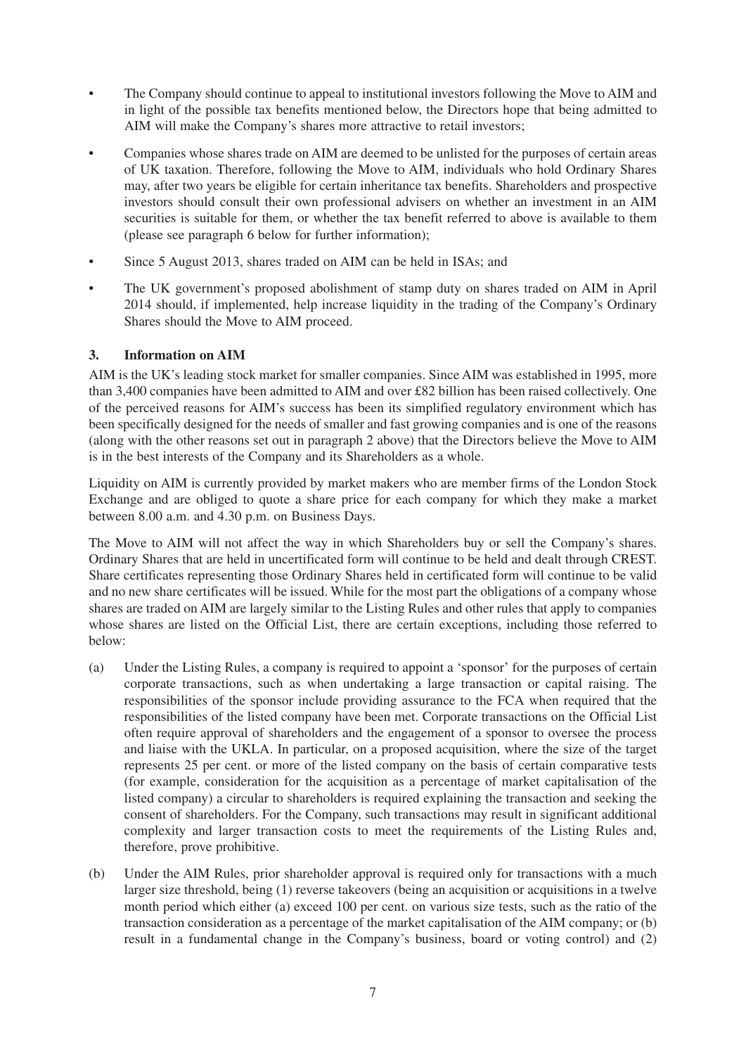- The Company should continue to appeal to institutional investors following the Move to AIM and in light of the possible tax benefits mentioned below, the Directors hope that being admitted to AIM will make the Company's shares more attractive to retail investors;
- Companies whose shares trade on AIM are deemed to be unlisted for the purposes of certain areas of UK taxation. Therefore, following the Move to AIM, individuals who hold Ordinary Shares may, after two years be eligible for certain inheritance tax benefits. Shareholders and prospective investors should consult their own professional advisers on whether an investment in an AIM securities is suitable for them, or whether the tax benefit referred to above is available to them (please see paragraph 6 below for further information);
- Since 5 August 2013, shares traded on AIM can be held in ISAs; and
- The UK government's proposed abolishment of stamp duty on shares traded on AIM in April 2014 should, if implemented, help increase liquidity in the trading of the Company's Ordinary Shares should the Move to AIM proceed.

### 3. Information on AIM

AIM is the UK's leading stock market for smaller companies. Since AIM was established in 1995, more than 3,400 companies have been admitted to AIM and over £82 billion has been raised collectively. One of the perceived reasons for AIM's success has been its simplified regulatory environment which has been specifically designed for the needs of smaller and fast growing companies and is one of the reasons (along with the other reasons set out in paragraph 2 above) that the Directors believe the Move to AIM is in the best interests of the Company and its Shareholders as a whole.

Liquidity on AIM is currently provided by market makers who are member firms of the London Stock Exchange and are obliged to quote a share price for each company for which they make a market between 8.00 a.m. and 4.30 p.m. on Business Days.

The Move to AIM will not affect the way in which Shareholders buy or sell the Company's shares. Ordinary Shares that are held in uncertificated form will continue to be held and dealt through CREST. Share certificates representing those Ordinary Shares held in certificated form will continue to be valid and no new share certificates will be issued. While for the most part the obligations of a company whose shares are traded on AIM are largely similar to the Listing Rules and other rules that apply to companies whose shares are listed on the Official List, there are certain exceptions, including those referred to below:

(a) Under the Listing Rules, a company is required to appoint a 'sponsor' for the purposes of certain corporate transactions, such as when undertaking a large transaction or capital raising. The responsibilities of the sponsor include providing assurance to the FCA when required that the responsibilities of the listed company have been met. Corporate transactions on the Official List often require approval of shareholders and the engagement of a sponsor to oversee the process and liaise with the UKLA. In particular, on a proposed acquisition, where the size of the target represents 25 per cent. or more of the listed company on the basis of certain comparative tests (for example, consideration for the acquisition as a percentage of market capitalisation of the listed company) a circular to shareholders is required explaining the transaction and seeking the consent of shareholders. For the Company, such transactions may result in significant additional complexity and larger transaction costs to meet the requirements of the Listing Rules and, therefore, prove prohibitive.

(b) Under the AIM Rules, prior shareholder approval is required only for transactions with a much larger size threshold, being (1) reverse takeovers (being an acquisition or acquisitions in a twelve month period which either (a) exceed 100 per cent. on various size tests, such as the ratio of the transaction consideration as a percentage of the market capitalisation of the AIM company; or (b) result in a fundamental change in the Company's business, board or voting control) and (2)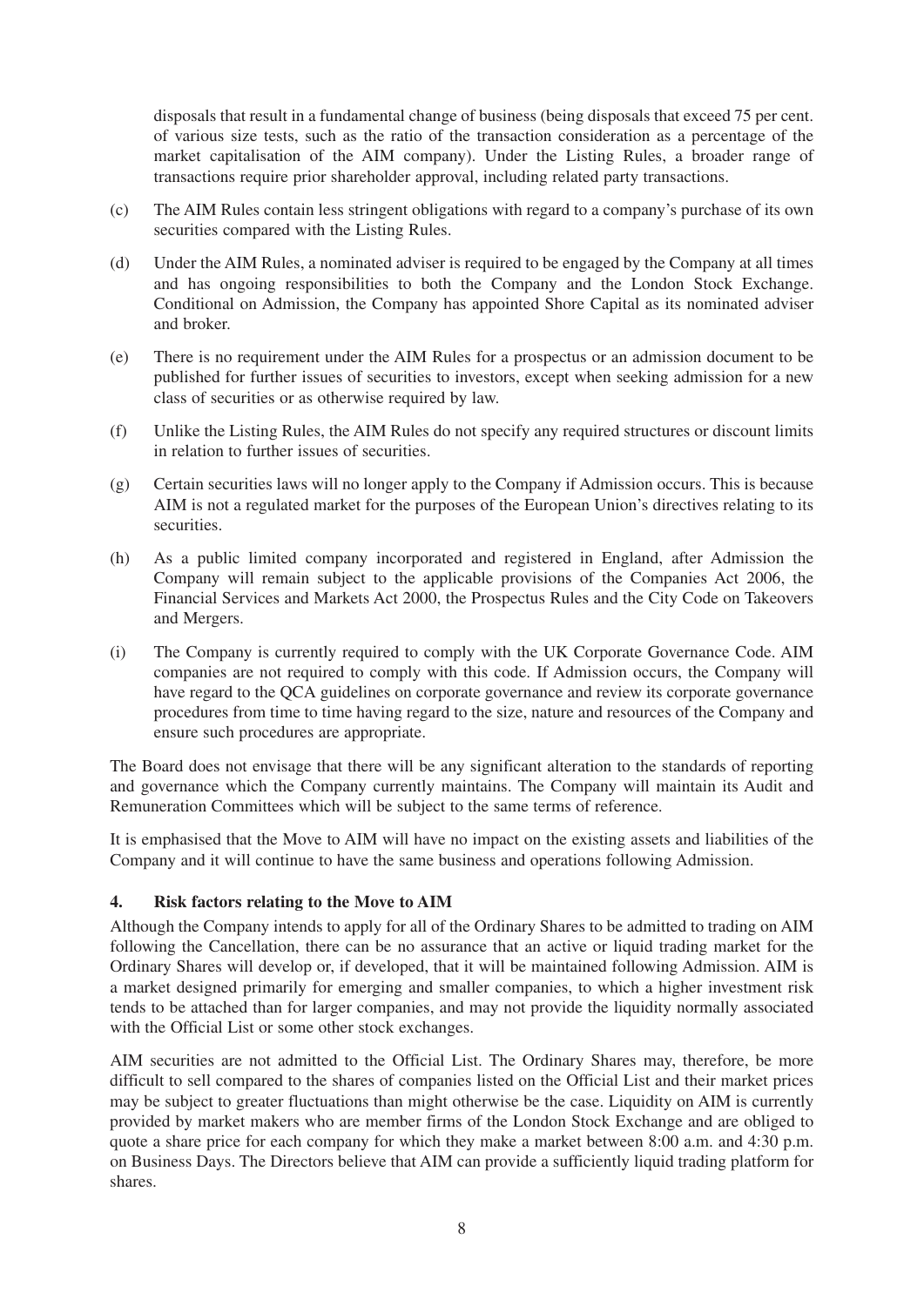disposals that result in a fundamental change of business (being disposals that exceed 75 per cent. of various size tests, such as the ratio of the transaction consideration as a percentage of the market capitalisation of the AIM company). Under the Listing Rules, a broader range of transactions require prior shareholder approval, including related party transactions.

(c) The AIM Rules contain less stringent obligations with regard to a company's purchase of its own securities compared with the Listing Rules.

(d) Under the AIM Rules, a nominated adviser is required to be engaged by the Company at all times and has ongoing responsibilities to both the Company and the London Stock Exchange. Conditional on Admission, the Company has appointed Shore Capital as its nominated adviser and broker.

(e) There is no requirement under the AIM Rules for a prospectus or an admission document to be published for further issues of securities to investors, except when seeking admission for a new class of securities or as otherwise required by law.

(f) Unlike the Listing Rules, the AIM Rules do not specify any required structures or discount limits in relation to further issues of securities.

(g) Certain securities laws will no longer apply to the Company if Admission occurs. This is because AIM is not a regulated market for the purposes of the European Union's directives relating to its securities.

(h) As a public limited company incorporated and registered in England, after Admission the Company will remain subject to the applicable provisions of the Companies Act 2006, the Financial Services and Markets Act 2000, the Prospectus Rules and the City Code on Takeovers and Mergers.

(i) The Company is currently required to comply with the UK Corporate Governance Code. AIM companies are not required to comply with this code. If Admission occurs, the Company will have regard to the QCA guidelines on corporate governance and review its corporate governance procedures from time to time having regard to the size, nature and resources of the Company and ensure such procedures are appropriate.

The Board does not envisage that there will be any significant alteration to the standards of reporting and governance which the Company currently maintains. The Company will maintain its Audit and Remuneration Committees which will be subject to the same terms of reference.

It is emphasised that the Move to AIM will have no impact on the existing assets and liabilities of the Company and it will continue to have the same business and operations following Admission.

## 4. Risk factors relating to the Move to AIM

Although the Company intends to apply for all of the Ordinary Shares to be admitted to trading on AIM following the Cancellation, there can be no assurance that an active or liquid trading market for the Ordinary Shares will develop or, if developed, that it will be maintained following Admission. AIM is a market designed primarily for emerging and smaller companies, to which a higher investment risk tends to be attached than for larger companies, and may not provide the liquidity normally associated with the Official List or some other stock exchanges.

AIM securities are not admitted to the Official List. The Ordinary Shares may, therefore, be more difficult to sell compared to the shares of companies listed on the Official List and their market prices may be subject to greater fluctuations than might otherwise be the case. Liquidity on AIM is currently provided by market makers who are member firms of the London Stock Exchange and are obliged to quote a share price for each company for which they make a market between 8:00 a.m. and 4:30 p.m. on Business Days. The Directors believe that AIM can provide a sufficiently liquid trading platform for shares.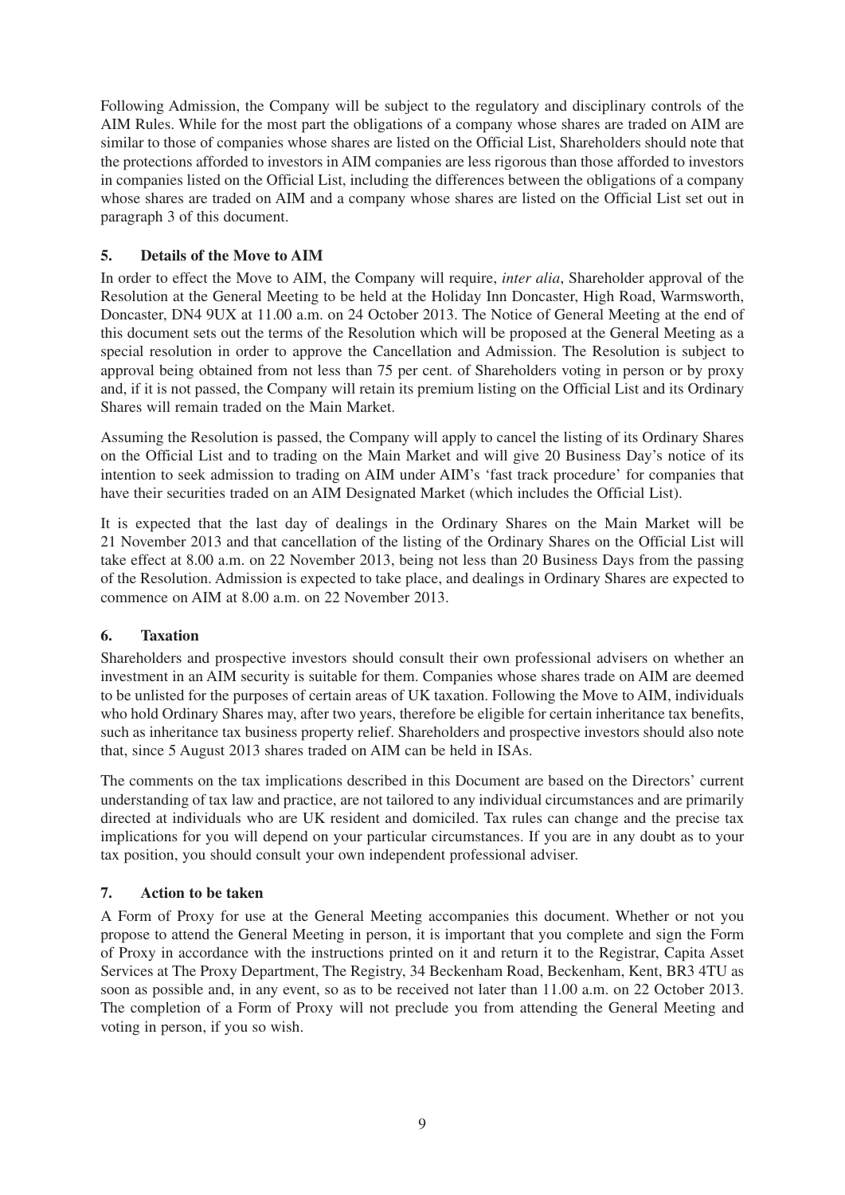Following Admission, the Company will be subject to the regulatory and disciplinary controls of the AIM Rules. While for the most part the obligations of a company whose shares are traded on AIM are similar to those of companies whose shares are listed on the Official List, Shareholders should note that the protections afforded to investors in AIM companies are less rigorous than those afforded to investors in companies listed on the Official List, including the differences between the obligations of a company whose shares are traded on AIM and a company whose shares are listed on the Official List set out in paragraph 3 of this document.

## 5. Details of the Move to AIM

In order to effect the Move to AIM, the Company will require, *inter alia*, Shareholder approval of the Resolution at the General Meeting to be held at the Holiday Inn Doncaster, High Road, Warmsworth, Doncaster, DN4 9UX at 11.00 a.m. on 24 October 2013. The Notice of General Meeting at the end of this document sets out the terms of the Resolution which will be proposed at the General Meeting as a special resolution in order to approve the Cancellation and Admission. The Resolution is subject to approval being obtained from not less than 75 per cent. of Shareholders voting in person or by proxy and, if it is not passed, the Company will retain its premium listing on the Official List and its Ordinary Shares will remain traded on the Main Market.

Assuming the Resolution is passed, the Company will apply to cancel the listing of its Ordinary Shares on the Official List and to trading on the Main Market and will give 20 Business Day's notice of its intention to seek admission to trading on AIM under AIM's 'fast track procedure' for companies that have their securities traded on an AIM Designated Market (which includes the Official List).

It is expected that the last day of dealings in the Ordinary Shares on the Main Market will be 21 November 2013 and that cancellation of the listing of the Ordinary Shares on the Official List will take effect at 8.00 a.m. on 22 November 2013, being not less than 20 Business Days from the passing of the Resolution. Admission is expected to take place, and dealings in Ordinary Shares are expected to commence on AIM at 8.00 a.m. on 22 November 2013.

## 6. Taxation

Shareholders and prospective investors should consult their own professional advisers on whether an investment in an AIM security is suitable for them. Companies whose shares trade on AIM are deemed to be unlisted for the purposes of certain areas of UK taxation. Following the Move to AIM, individuals who hold Ordinary Shares may, after two years, therefore be eligible for certain inheritance tax benefits, such as inheritance tax business property relief. Shareholders and prospective investors should also note that, since 5 August 2013 shares traded on AIM can be held in ISAs.

The comments on the tax implications described in this Document are based on the Directors' current understanding of tax law and practice, are not tailored to any individual circumstances and are primarily directed at individuals who are UK resident and domiciled. Tax rules can change and the precise tax implications for you will depend on your particular circumstances. If you are in any doubt as to your tax position, you should consult your own independent professional adviser.

## 7. Action to be taken

A Form of Proxy for use at the General Meeting accompanies this document. Whether or not you propose to attend the General Meeting in person, it is important that you complete and sign the Form of Proxy in accordance with the instructions printed on it and return it to the Registrar, Capita Asset Services at The Proxy Department, The Registry, 34 Beckenham Road, Beckenham, Kent, BR3 4TU as soon as possible and, in any event, so as to be received not later than 11.00 a.m. on 22 October 2013. The completion of a Form of Proxy will not preclude you from attending the General Meeting and voting in person, if you so wish.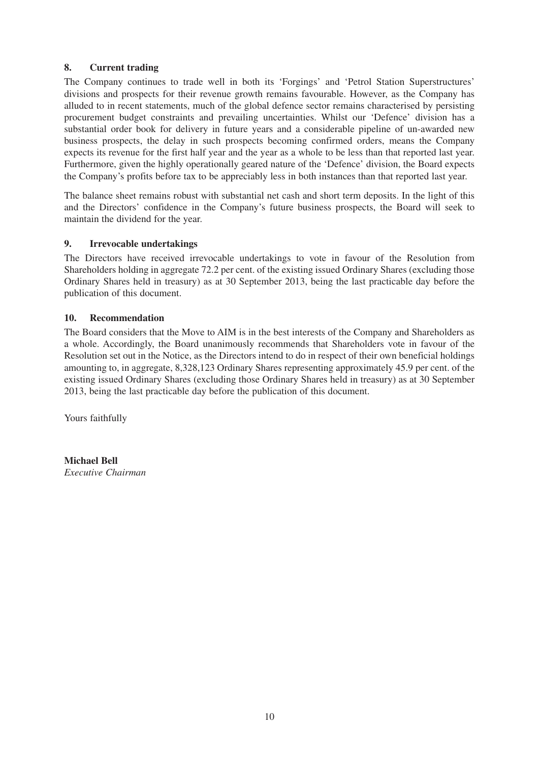## 8. Current trading

The Company continues to trade well in both its 'Forgings' and 'Petrol Station Superstructures' divisions and prospects for their revenue growth remains favourable. However, as the Company has alluded to in recent statements, much of the global defence sector remains characterised by persisting procurement budget constraints and prevailing uncertainties. Whilst our 'Defence' division has a substantial order book for delivery in future years and a considerable pipeline of un-awarded new business prospects, the delay in such prospects becoming confirmed orders, means the Company expects its revenue for the first half year and the year as a whole to be less than that reported last year. Furthermore, given the highly operationally geared nature of the 'Defence' division, the Board expects the Company's profits before tax to be appreciably less in both instances than that reported last year.

The balance sheet remains robust with substantial net cash and short term deposits. In the light of this and the Directors' confidence in the Company's future business prospects, the Board will seek to maintain the dividend for the year.

## 9. Irrevocable undertakings

The Directors have received irrevocable undertakings to vote in favour of the Resolution from Shareholders holding in aggregate 72.2 per cent. of the existing issued Ordinary Shares (excluding those Ordinary Shares held in treasury) as at 30 September 2013, being the last practicable day before the publication of this document.

## 10. Recommendation

The Board considers that the Move to AIM is in the best interests of the Company and Shareholders as a whole. Accordingly, the Board unanimously recommends that Shareholders vote in favour of the Resolution set out in the Notice, as the Directors intend to do in respect of their own beneficial holdings amounting to, in aggregate, 8,328,123 Ordinary Shares representing approximately 45.9 per cent. of the existing issued Ordinary Shares (excluding those Ordinary Shares held in treasury) as at 30 September 2013, being the last practicable day before the publication of this document.

Yours faithfully

**Michael Bell**
*Executive Chairman*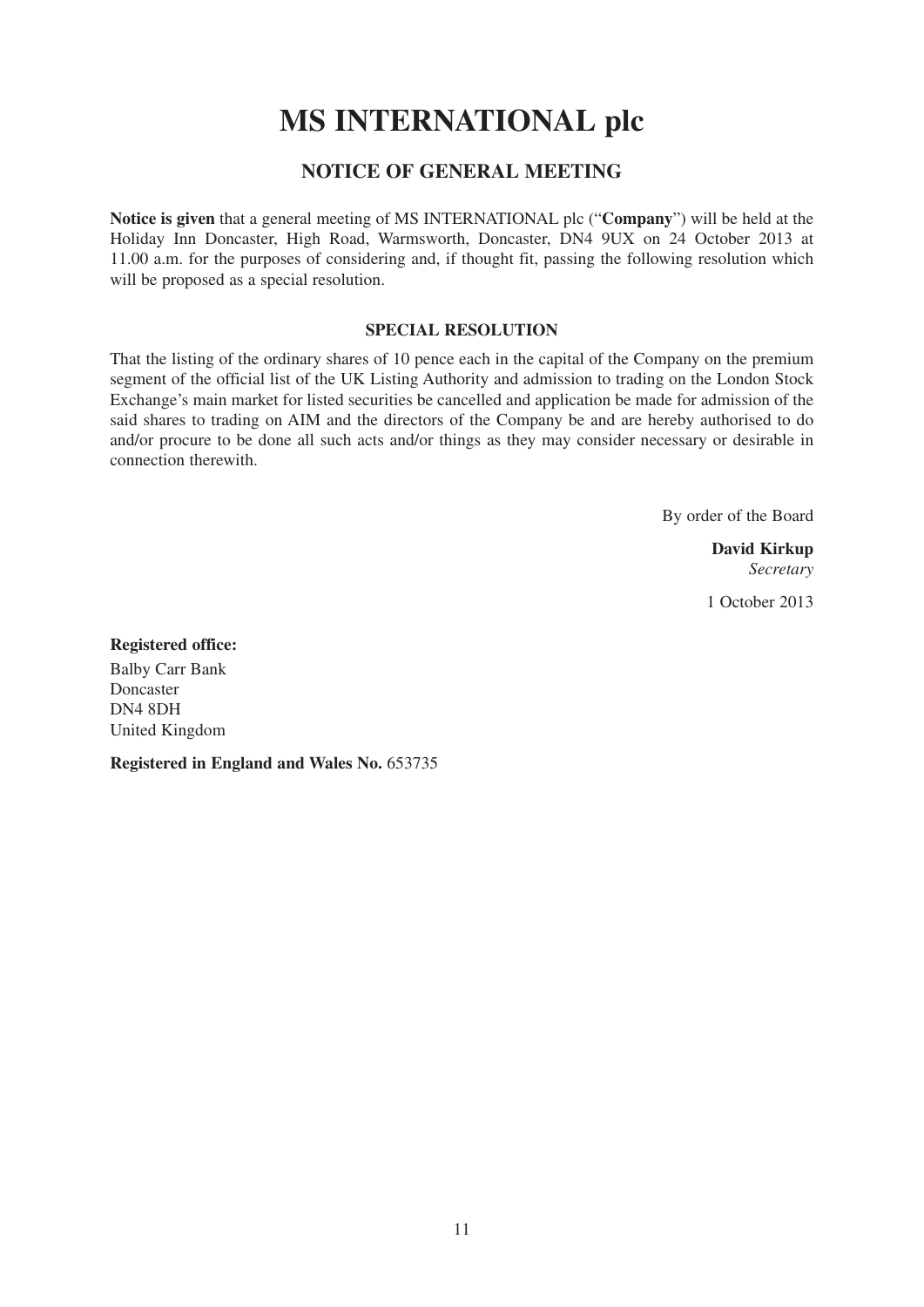# MS INTERNATIONAL plc

## NOTICE OF GENERAL MEETING

**Notice is given** that a general meeting of MS INTERNATIONAL plc ("**Company**") will be held at the Holiday Inn Doncaster, High Road, Warmsworth, Doncaster, DN4 9UX on 24 October 2013 at 11.00 a.m. for the purposes of considering and, if thought fit, passing the following resolution which will be proposed as a special resolution.

### SPECIAL RESOLUTION

That the listing of the ordinary shares of 10 pence each in the capital of the Company on the premium segment of the official list of the UK Listing Authority and admission to trading on the London Stock Exchange's main market for listed securities be cancelled and application be made for admission of the said shares to trading on AIM and the directors of the Company be and are hereby authorised to do and/or procure to be done all such acts and/or things as they may consider necessary or desirable in connection therewith.

By order of the Board

**David Kirkup**
*Secretary*

1 October 2013

**Registered office:**
Balby Carr Bank
Doncaster
DN4 8DH
United Kingdom

**Registered in England and Wales No.** 653735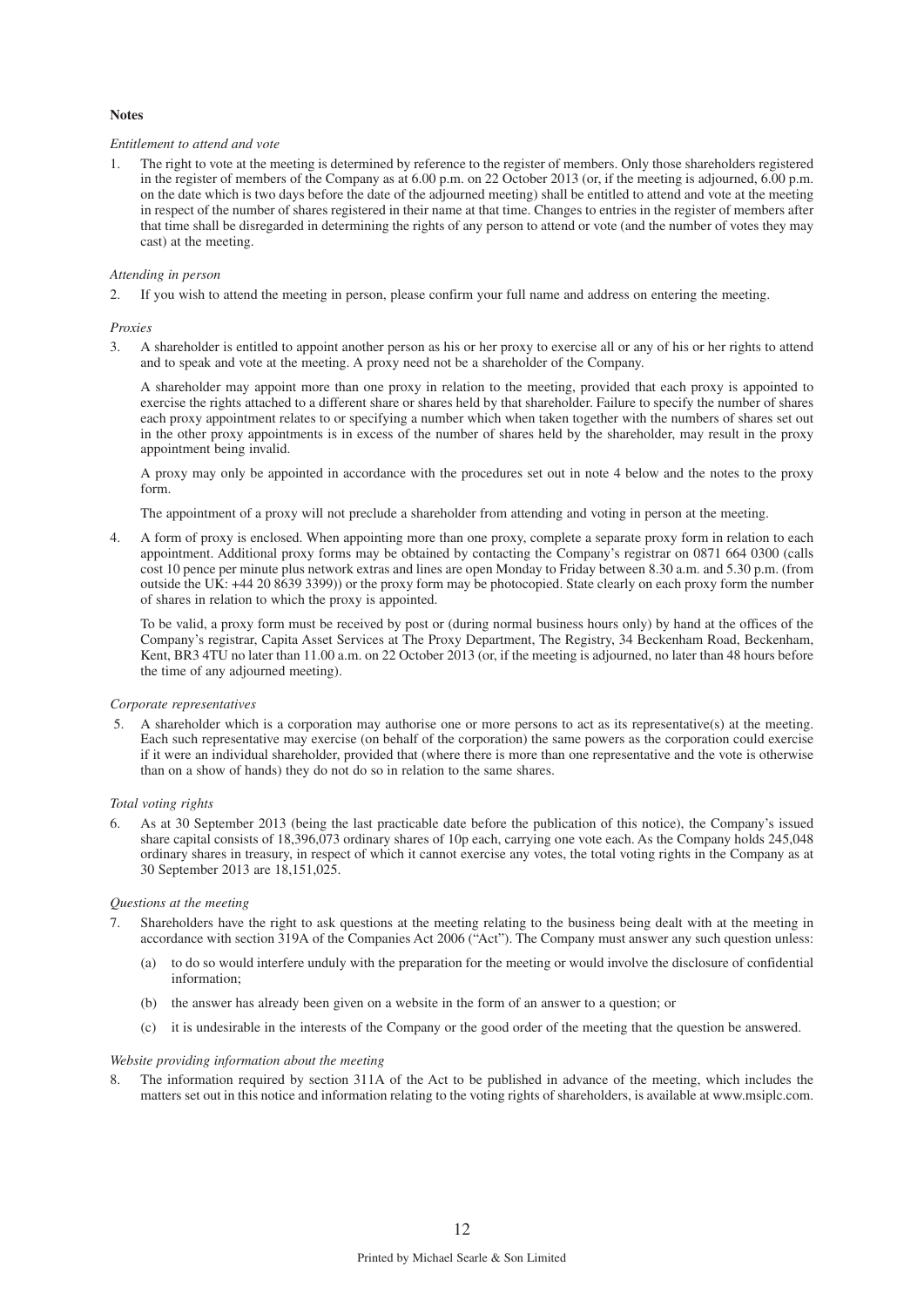**Notes**

*Entitlement to attend and vote*

1. The right to vote at the meeting is determined by reference to the register of members. Only those shareholders registered in the register of members of the Company as at 6.00 p.m. on 22 October 2013 (or, if the meeting is adjourned, 6.00 p.m. on the date which is two days before the date of the adjourned meeting) shall be entitled to attend and vote at the meeting in respect of the number of shares registered in their name at that time. Changes to entries in the register of members after that time shall be disregarded in determining the rights of any person to attend or vote (and the number of votes they may cast) at the meeting.

*Attending in person*

2. If you wish to attend the meeting in person, please confirm your full name and address on entering the meeting.

*Proxies*

3. A shareholder is entitled to appoint another person as his or her proxy to exercise all or any of his or her rights to attend and to speak and vote at the meeting. A proxy need not be a shareholder of the Company.

   A shareholder may appoint more than one proxy in relation to the meeting, provided that each proxy is appointed to exercise the rights attached to a different share or shares held by that shareholder. Failure to specify the number of shares each proxy appointment relates to or specifying a number which when taken together with the numbers of shares set out in the other proxy appointments is in excess of the number of shares held by the shareholder, may result in the proxy appointment being invalid.

   A proxy may only be appointed in accordance with the procedures set out in note 4 below and the notes to the proxy form.

   The appointment of a proxy will not preclude a shareholder from attending and voting in person at the meeting.

4. A form of proxy is enclosed. When appointing more than one proxy, complete a separate proxy form in relation to each appointment. Additional proxy forms may be obtained by contacting the Company's registrar on 0871 664 0300 (calls cost 10 pence per minute plus network extras and lines are open Monday to Friday between 8.30 a.m. and 5.30 p.m. (from outside the UK: +44 20 8639 3399)) or the proxy form may be photocopied. State clearly on each proxy form the number of shares in relation to which the proxy is appointed.

   To be valid, a proxy form must be received by post or (during normal business hours only) by hand at the offices of the Company's registrar, Capita Asset Services at The Proxy Department, The Registry, 34 Beckenham Road, Beckenham, Kent, BR3 4TU no later than 11.00 a.m. on 22 October 2013 (or, if the meeting is adjourned, no later than 48 hours before the time of any adjourned meeting).

*Corporate representatives*

5. A shareholder which is a corporation may authorise one or more persons to act as its representative(s) at the meeting. Each such representative may exercise (on behalf of the corporation) the same powers as the corporation could exercise if it were an individual shareholder, provided that (where there is more than one representative and the vote is otherwise than on a show of hands) they do not do so in relation to the same shares.

*Total voting rights*

6. As at 30 September 2013 (being the last practicable date before the publication of this notice), the Company's issued share capital consists of 18,396,073 ordinary shares of 10p each, carrying one vote each. As the Company holds 245,048 ordinary shares in treasury, in respect of which it cannot exercise any votes, the total voting rights in the Company as at 30 September 2013 are 18,151,025.

*Questions at the meeting*

7. Shareholders have the right to ask questions at the meeting relating to the business being dealt with at the meeting in accordance with section 319A of the Companies Act 2006 ("Act"). The Company must answer any such question unless:

   (a) to do so would interfere unduly with the preparation for the meeting or would involve the disclosure of confidential information;

   (b) the answer has already been given on a website in the form of an answer to a question; or

   (c) it is undesirable in the interests of the Company or the good order of the meeting that the question be answered.

*Website providing information about the meeting*

8. The information required by section 311A of the Act to be published in advance of the meeting, which includes the matters set out in this notice and information relating to the voting rights of shareholders, is available at www.msiplc.com.

Printed by Michael Searle & Son Limited